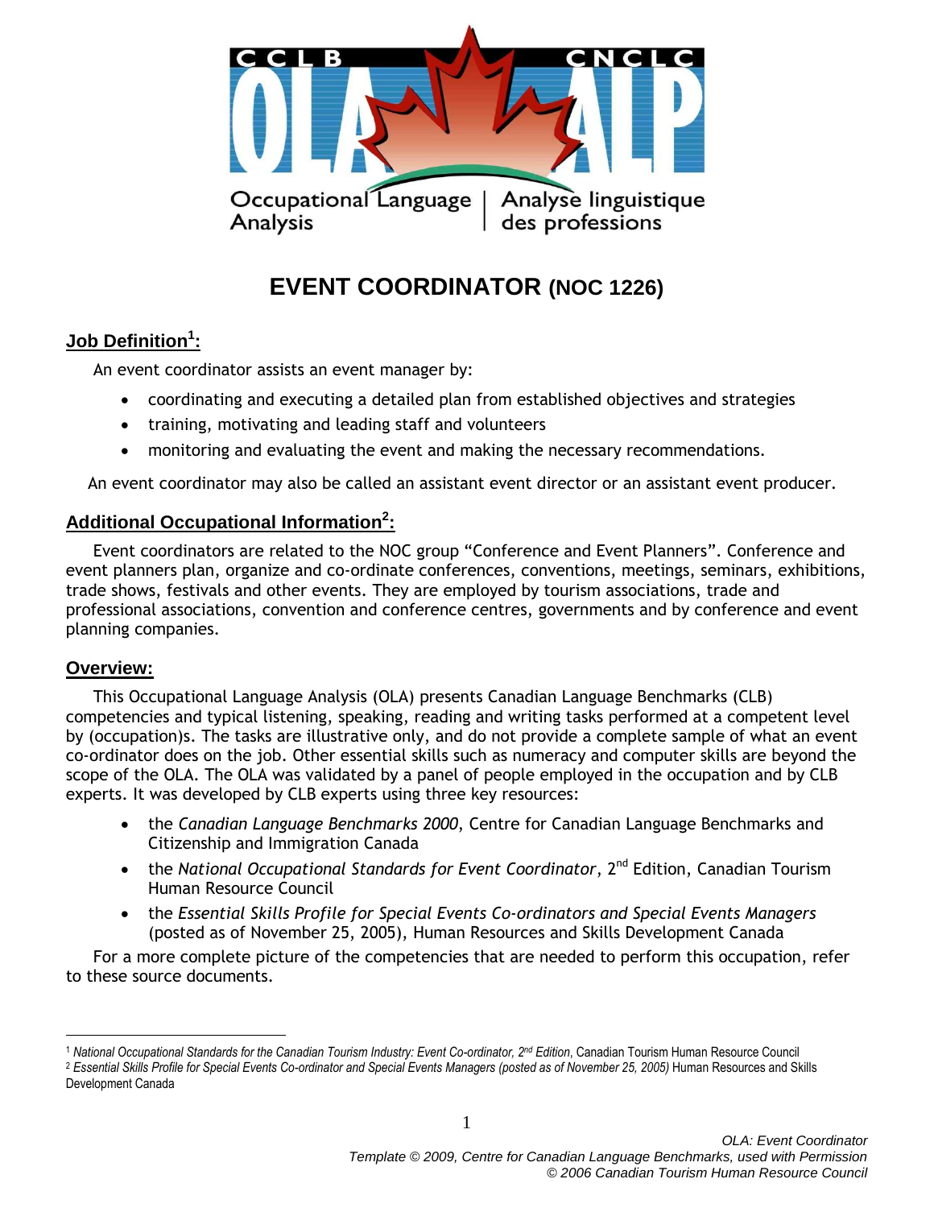CCLB | CNCLC

OLA | ALP

Occupational Language Analysis | Analyse linguistique des professions

# EVENT COORDINATOR (NOC 1226)

## Job Definition[1]:

An event coordinator assists an event manager by:

- coordinating and executing a detailed plan from established objectives and strategies
- training, motivating and leading staff and volunteers
- monitoring and evaluating the event and making the necessary recommendations.

An event coordinator may also be called an assistant event director or an assistant event producer.

## Additional Occupational Information[2]:

Event coordinators are related to the NOC group "Conference and Event Planners". Conference and event planners plan, organize and co-ordinate conferences, conventions, meetings, seminars, exhibitions, trade shows, festivals and other events. They are employed by tourism associations, trade and professional associations, convention and conference centres, governments and by conference and event planning companies.

## Overview:

This Occupational Language Analysis (OLA) presents Canadian Language Benchmarks (CLB) competencies and typical listening, speaking, reading and writing tasks performed at a competent level by (occupation)s. The tasks are illustrative only, and do not provide a complete sample of what an event co-ordinator does on the job. Other essential skills such as numeracy and computer skills are beyond the scope of the OLA. The OLA was validated by a panel of people employed in the occupation and by CLB experts. It was developed by CLB experts using three key resources:

- the *Canadian Language Benchmarks 2000*, Centre for Canadian Language Benchmarks and Citizenship and Immigration Canada
- the *National Occupational Standards for Event Coordinator*, 2nd Edition, Canadian Tourism Human Resource Council
- the *Essential Skills Profile for Special Events Co-ordinators and Special Events Managers* (posted as of November 25, 2005), Human Resources and Skills Development Canada

For a more complete picture of the competencies that are needed to perform this occupation, refer to these source documents.

---

[1] *National Occupational Standards for the Canadian Tourism Industry: Event Co-ordinator, 2nd Edition*, Canadian Tourism Human Resource Council

[2] *Essential Skills Profile for Special Events Co-ordinator and Special Events Managers (posted as of November 25, 2005)* Human Resources and Skills Development Canada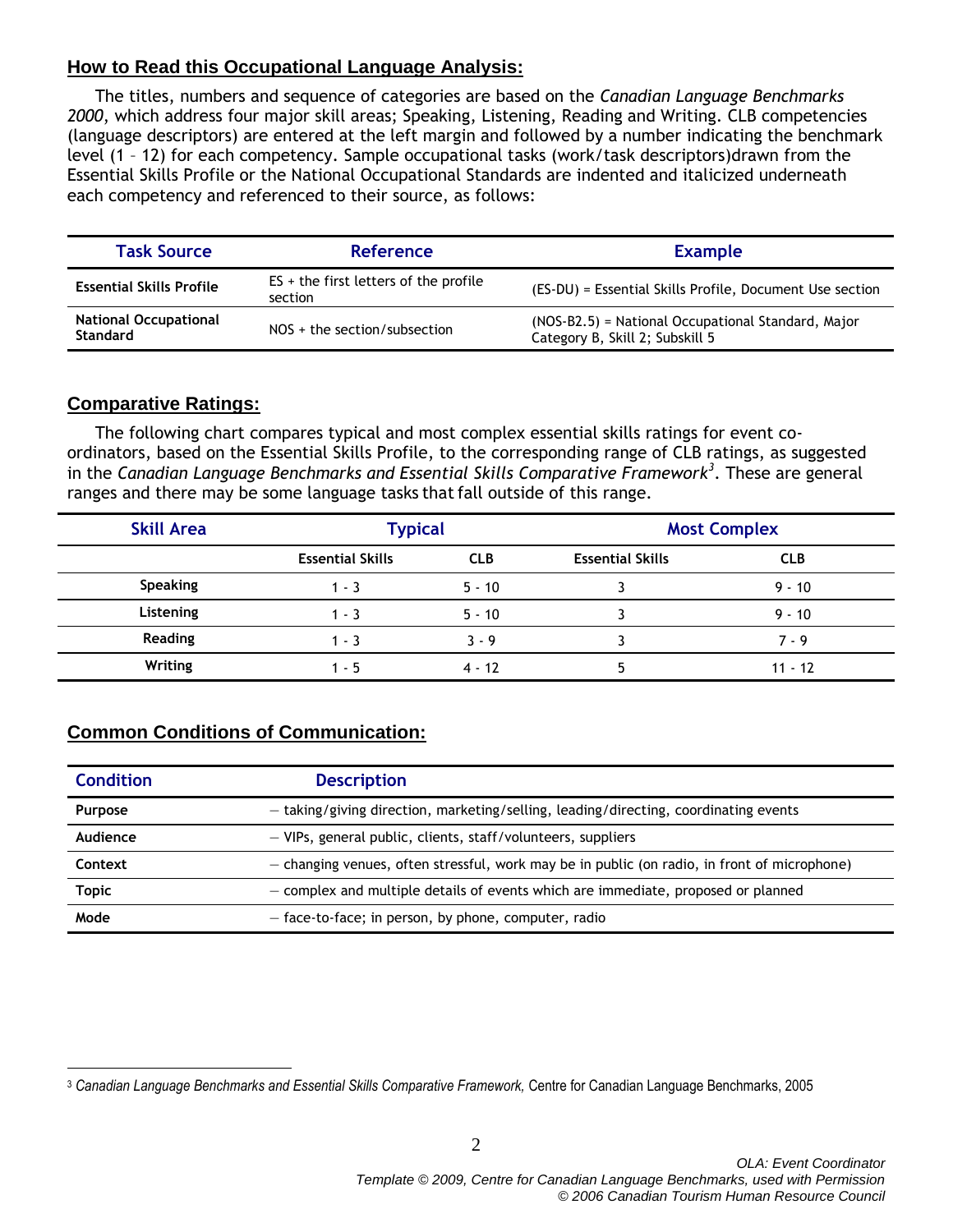## How to Read this Occupational Language Analysis:

The titles, numbers and sequence of categories are based on the *Canadian Language Benchmarks 2000*, which address four major skill areas; Speaking, Listening, Reading and Writing. CLB competencies (language descriptors) are entered at the left margin and followed by a number indicating the benchmark level (1 – 12) for each competency. Sample occupational tasks (work/task descriptors)drawn from the Essential Skills Profile or the National Occupational Standards are indented and italicized underneath each competency and referenced to their source, as follows:

| Task Source | Reference | Example |
|---|---|---|
| **Essential Skills Profile** | ES + the first letters of the profile section | (ES-DU) = Essential Skills Profile, Document Use section |
| **National Occupational Standard** | NOS + the section/subsection | (NOS-B2.5) = National Occupational Standard, Major Category B, Skill 2; Subskill 5 |

## Comparative Ratings:

The following chart compares typical and most complex essential skills ratings for event co-ordinators, based on the Essential Skills Profile, to the corresponding range of CLB ratings, as suggested in the *Canadian Language Benchmarks and Essential Skills Comparative Framework*[3]. These are general ranges and there may be some language tasks that fall outside of this range.

| Skill Area | Typical | | Most Complex | |
|---|---|---|---|---|
| | **Essential Skills** | **CLB** | **Essential Skills** | **CLB** |
| **Speaking** | 1 - 3 | 5 - 10 | 3 | 9 - 10 |
| **Listening** | 1 - 3 | 5 - 10 | 3 | 9 - 10 |
| **Reading** | 1 - 3 | 3 - 9 | 3 | 7 - 9 |
| **Writing** | 1 - 5 | 4 - 12 | 5 | 11 - 12 |

## Common Conditions of Communication:

| Condition | Description |
|---|---|
| **Purpose** | – taking/giving direction, marketing/selling, leading/directing, coordinating events |
| **Audience** | – VIPs, general public, clients, staff/volunteers, suppliers |
| **Context** | – changing venues, often stressful, work may be in public (on radio, in front of microphone) |
| **Topic** | – complex and multiple details of events which are immediate, proposed or planned |
| **Mode** | – face-to-face; in person, by phone, computer, radio |

[3] *Canadian Language Benchmarks and Essential Skills Comparative Framework,* Centre for Canadian Language Benchmarks, 2005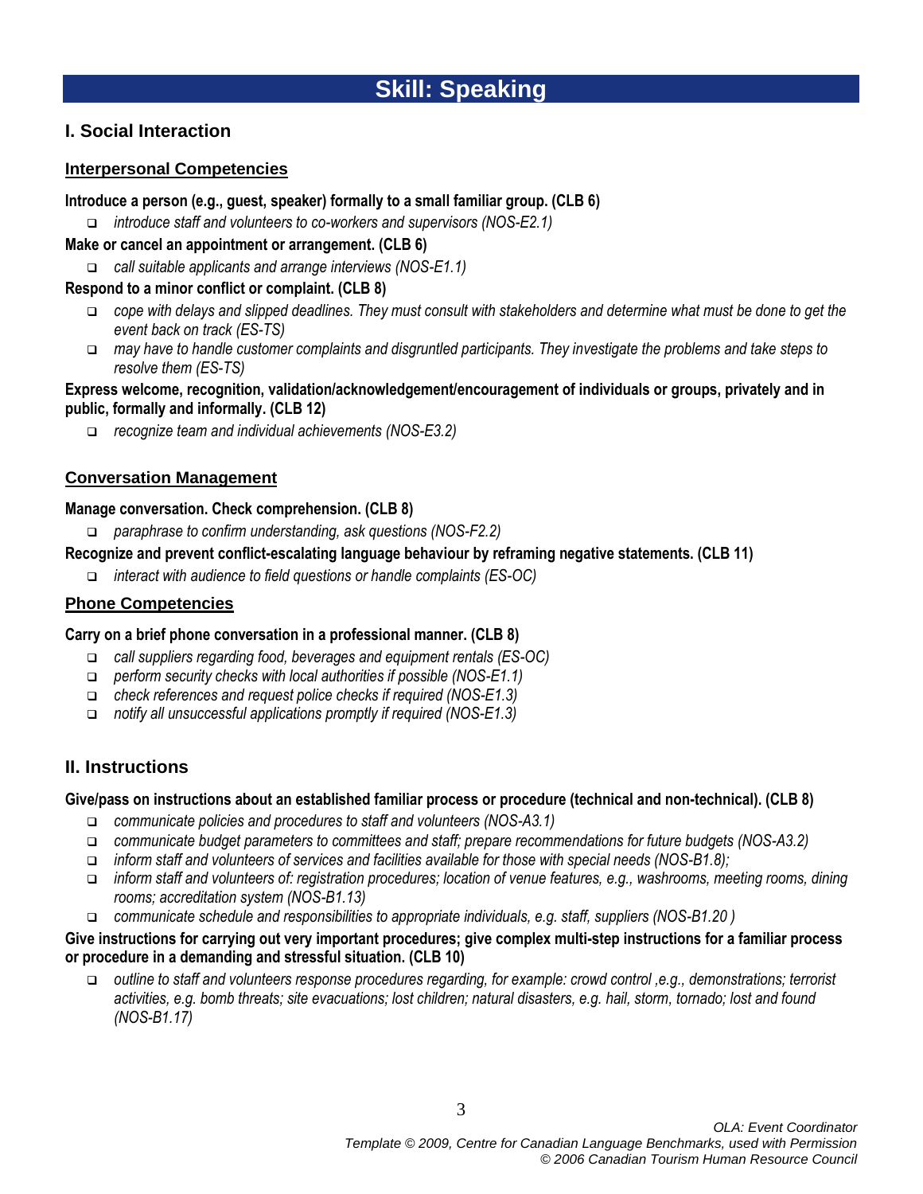# Skill: Speaking

## I. Social Interaction

### Interpersonal Competencies

**Introduce a person (e.g., guest, speaker) formally to a small familiar group. (CLB 6)**

- *introduce staff and volunteers to co-workers and supervisors (NOS-E2.1)*

**Make or cancel an appointment or arrangement. (CLB 6)**

- *call suitable applicants and arrange interviews (NOS-E1.1)*

**Respond to a minor conflict or complaint. (CLB 8)**

- *cope with delays and slipped deadlines. They must consult with stakeholders and determine what must be done to get the event back on track (ES-TS)*
- *may have to handle customer complaints and disgruntled participants. They investigate the problems and take steps to resolve them (ES-TS)*

**Express welcome, recognition, validation/acknowledgement/encouragement of individuals or groups, privately and in public, formally and informally. (CLB 12)**

- *recognize team and individual achievements (NOS-E3.2)*

### Conversation Management

**Manage conversation. Check comprehension. (CLB 8)**

- *paraphrase to confirm understanding, ask questions (NOS-F2.2)*

**Recognize and prevent conflict-escalating language behaviour by reframing negative statements. (CLB 11)**

- *interact with audience to field questions or handle complaints (ES-OC)*

### Phone Competencies

**Carry on a brief phone conversation in a professional manner. (CLB 8)**

- *call suppliers regarding food, beverages and equipment rentals (ES-OC)*
- *perform security checks with local authorities if possible (NOS-E1.1)*
- *check references and request police checks if required (NOS-E1.3)*
- *notify all unsuccessful applications promptly if required (NOS-E1.3)*

## II. Instructions

**Give/pass on instructions about an established familiar process or procedure (technical and non-technical). (CLB 8)**

- *communicate policies and procedures to staff and volunteers (NOS-A3.1)*
- *communicate budget parameters to committees and staff; prepare recommendations for future budgets (NOS-A3.2)*
- *inform staff and volunteers of services and facilities available for those with special needs (NOS-B1.8);*
- *inform staff and volunteers of: registration procedures; location of venue features, e.g., washrooms, meeting rooms, dining rooms; accreditation system (NOS-B1.13)*
- *communicate schedule and responsibilities to appropriate individuals, e.g. staff, suppliers (NOS-B1.20 )*

**Give instructions for carrying out very important procedures; give complex multi-step instructions for a familiar process or procedure in a demanding and stressful situation. (CLB 10)**

- *outline to staff and volunteers response procedures regarding, for example: crowd control ,e.g., demonstrations; terrorist activities, e.g. bomb threats; site evacuations; lost children; natural disasters, e.g. hail, storm, tornado; lost and found (NOS-B1.17)*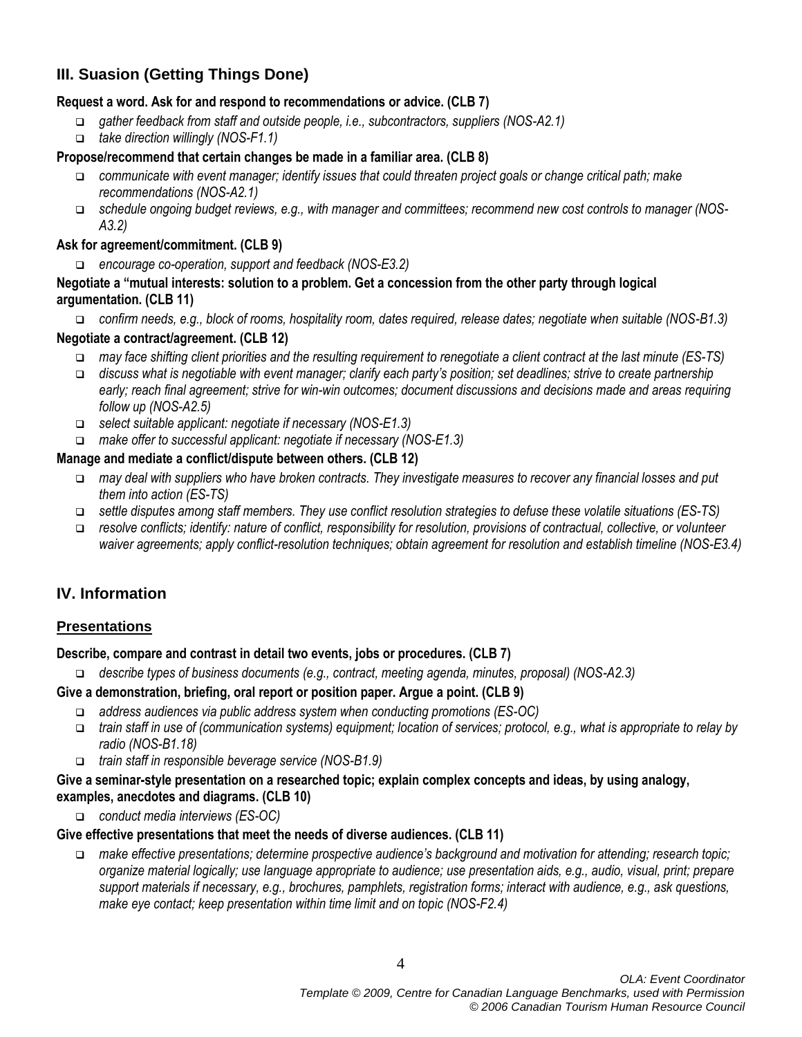## III. Suasion (Getting Things Done)

**Request a word. Ask for and respond to recommendations or advice. (CLB 7)**

- *gather feedback from staff and outside people, i.e., subcontractors, suppliers (NOS-A2.1)*
- *take direction willingly (NOS-F1.1)*

**Propose/recommend that certain changes be made in a familiar area. (CLB 8)**

- *communicate with event manager; identify issues that could threaten project goals or change critical path; make recommendations (NOS-A2.1)*
- *schedule ongoing budget reviews, e.g., with manager and committees; recommend new cost controls to manager (NOS-A3.2)*

**Ask for agreement/commitment. (CLB 9)**

- *encourage co-operation, support and feedback (NOS-E3.2)*

**Negotiate a "mutual interests: solution to a problem. Get a concession from the other party through logical argumentation. (CLB 11)**

- *confirm needs, e.g., block of rooms, hospitality room, dates required, release dates; negotiate when suitable (NOS-B1.3)*

**Negotiate a contract/agreement. (CLB 12)**

- *may face shifting client priorities and the resulting requirement to renegotiate a client contract at the last minute (ES-TS)*
- *discuss what is negotiable with event manager; clarify each party's position; set deadlines; strive to create partnership early; reach final agreement; strive for win-win outcomes; document discussions and decisions made and areas requiring follow up (NOS-A2.5)*
- *select suitable applicant: negotiate if necessary (NOS-E1.3)*
- *make offer to successful applicant: negotiate if necessary (NOS-E1.3)*

**Manage and mediate a conflict/dispute between others. (CLB 12)**

- *may deal with suppliers who have broken contracts. They investigate measures to recover any financial losses and put them into action (ES-TS)*
- *settle disputes among staff members. They use conflict resolution strategies to defuse these volatile situations (ES-TS)*
- *resolve conflicts; identify: nature of conflict, responsibility for resolution, provisions of contractual, collective, or volunteer waiver agreements; apply conflict-resolution techniques; obtain agreement for resolution and establish timeline (NOS-E3.4)*

## IV. Information

### Presentations

**Describe, compare and contrast in detail two events, jobs or procedures. (CLB 7)**

- *describe types of business documents (e.g., contract, meeting agenda, minutes, proposal) (NOS-A2.3)*

**Give a demonstration, briefing, oral report or position paper. Argue a point. (CLB 9)**

- *address audiences via public address system when conducting promotions (ES-OC)*
- *train staff in use of (communication systems) equipment; location of services; protocol, e.g., what is appropriate to relay by radio (NOS-B1.18)*
- *train staff in responsible beverage service (NOS-B1.9)*

**Give a seminar-style presentation on a researched topic; explain complex concepts and ideas, by using analogy, examples, anecdotes and diagrams. (CLB 10)**

- *conduct media interviews (ES-OC)*

**Give effective presentations that meet the needs of diverse audiences. (CLB 11)**

- *make effective presentations; determine prospective audience's background and motivation for attending; research topic; organize material logically; use language appropriate to audience; use presentation aids, e.g., audio, visual, print; prepare support materials if necessary, e.g., brochures, pamphlets, registration forms; interact with audience, e.g., ask questions, make eye contact; keep presentation within time limit and on topic (NOS-F2.4)*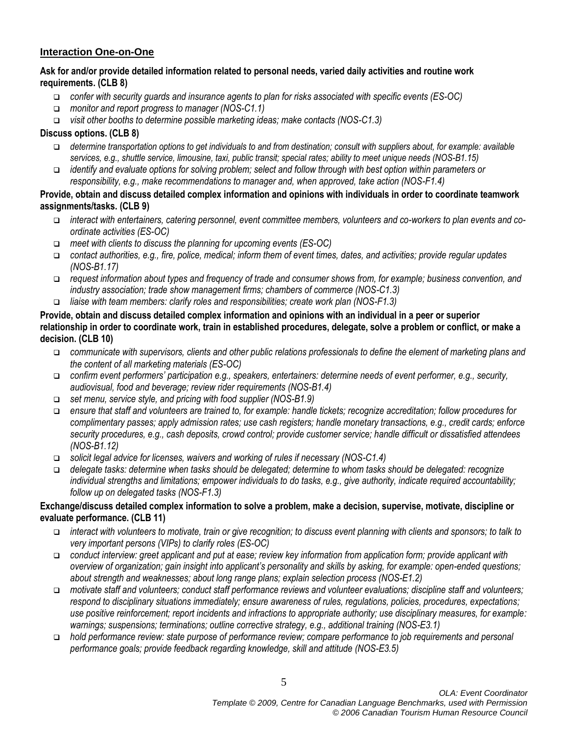## Interaction One-on-One

**Ask for and/or provide detailed information related to personal needs, varied daily activities and routine work requirements. (CLB 8)**

- *confer with security guards and insurance agents to plan for risks associated with specific events (ES-OC)*
- *monitor and report progress to manager (NOS-C1.1)*
- *visit other booths to determine possible marketing ideas; make contacts (NOS-C1.3)*

**Discuss options. (CLB 8)**

- *determine transportation options to get individuals to and from destination; consult with suppliers about, for example: available services, e.g., shuttle service, limousine, taxi, public transit; special rates; ability to meet unique needs (NOS-B1.15)*
- *identify and evaluate options for solving problem; select and follow through with best option within parameters or responsibility, e.g., make recommendations to manager and, when approved, take action (NOS-F1.4)*

**Provide, obtain and discuss detailed complex information and opinions with individuals in order to coordinate teamwork assignments/tasks. (CLB 9)**

- *interact with entertainers, catering personnel, event committee members, volunteers and co-workers to plan events and co-ordinate activities (ES-OC)*
- *meet with clients to discuss the planning for upcoming events (ES-OC)*
- *contact authorities, e.g., fire, police, medical; inform them of event times, dates, and activities; provide regular updates (NOS-B1.17)*
- *request information about types and frequency of trade and consumer shows from, for example; business convention, and industry association; trade show management firms; chambers of commerce (NOS-C1.3)*
- *liaise with team members: clarify roles and responsibilities; create work plan (NOS-F1.3)*

**Provide, obtain and discuss detailed complex information and opinions with an individual in a peer or superior relationship in order to coordinate work, train in established procedures, delegate, solve a problem or conflict, or make a decision. (CLB 10)**

- *communicate with supervisors, clients and other public relations professionals to define the element of marketing plans and the content of all marketing materials (ES-OC)*
- *confirm event performers' participation e.g., speakers, entertainers: determine needs of event performer, e.g., security, audiovisual, food and beverage; review rider requirements (NOS-B1.4)*
- *set menu, service style, and pricing with food supplier (NOS-B1.9)*
- *ensure that staff and volunteers are trained to, for example: handle tickets; recognize accreditation; follow procedures for complimentary passes; apply admission rates; use cash registers; handle monetary transactions, e.g., credit cards; enforce security procedures, e.g., cash deposits, crowd control; provide customer service; handle difficult or dissatisfied attendees (NOS-B1.12)*
- *solicit legal advice for licenses, waivers and working of rules if necessary (NOS-C1.4)*
- *delegate tasks: determine when tasks should be delegated; determine to whom tasks should be delegated: recognize individual strengths and limitations; empower individuals to do tasks, e.g., give authority, indicate required accountability; follow up on delegated tasks (NOS-F1.3)*

**Exchange/discuss detailed complex information to solve a problem, make a decision, supervise, motivate, discipline or evaluate performance. (CLB 11)**

- *interact with volunteers to motivate, train or give recognition; to discuss event planning with clients and sponsors; to talk to very important persons (VIPs) to clarify roles (ES-OC)*
- *conduct interview: greet applicant and put at ease; review key information from application form; provide applicant with overview of organization; gain insight into applicant's personality and skills by asking, for example: open-ended questions; about strength and weaknesses; about long range plans; explain selection process (NOS-E1.2)*
- *motivate staff and volunteers; conduct staff performance reviews and volunteer evaluations; discipline staff and volunteers; respond to disciplinary situations immediately; ensure awareness of rules, regulations, policies, procedures, expectations; use positive reinforcement; report incidents and infractions to appropriate authority; use disciplinary measures, for example: warnings; suspensions; terminations; outline corrective strategy, e.g., additional training (NOS-E3.1)*
- *hold performance review: state purpose of performance review; compare performance to job requirements and personal performance goals; provide feedback regarding knowledge, skill and attitude (NOS-E3.5)*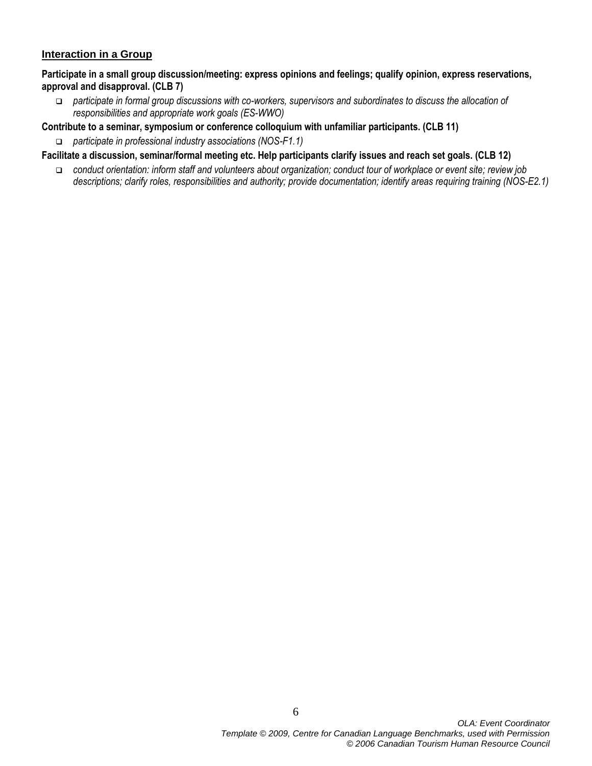## Interaction in a Group

**Participate in a small group discussion/meeting: express opinions and feelings; qualify opinion, express reservations, approval and disapproval. (CLB 7)**

- *participate in formal group discussions with co-workers, supervisors and subordinates to discuss the allocation of responsibilities and appropriate work goals (ES-WWO)*

**Contribute to a seminar, symposium or conference colloquium with unfamiliar participants. (CLB 11)**

- *participate in professional industry associations (NOS-F1.1)*

**Facilitate a discussion, seminar/formal meeting etc. Help participants clarify issues and reach set goals. (CLB 12)**

- *conduct orientation: inform staff and volunteers about organization; conduct tour of workplace or event site; review job descriptions; clarify roles, responsibilities and authority; provide documentation; identify areas requiring training (NOS-E2.1)*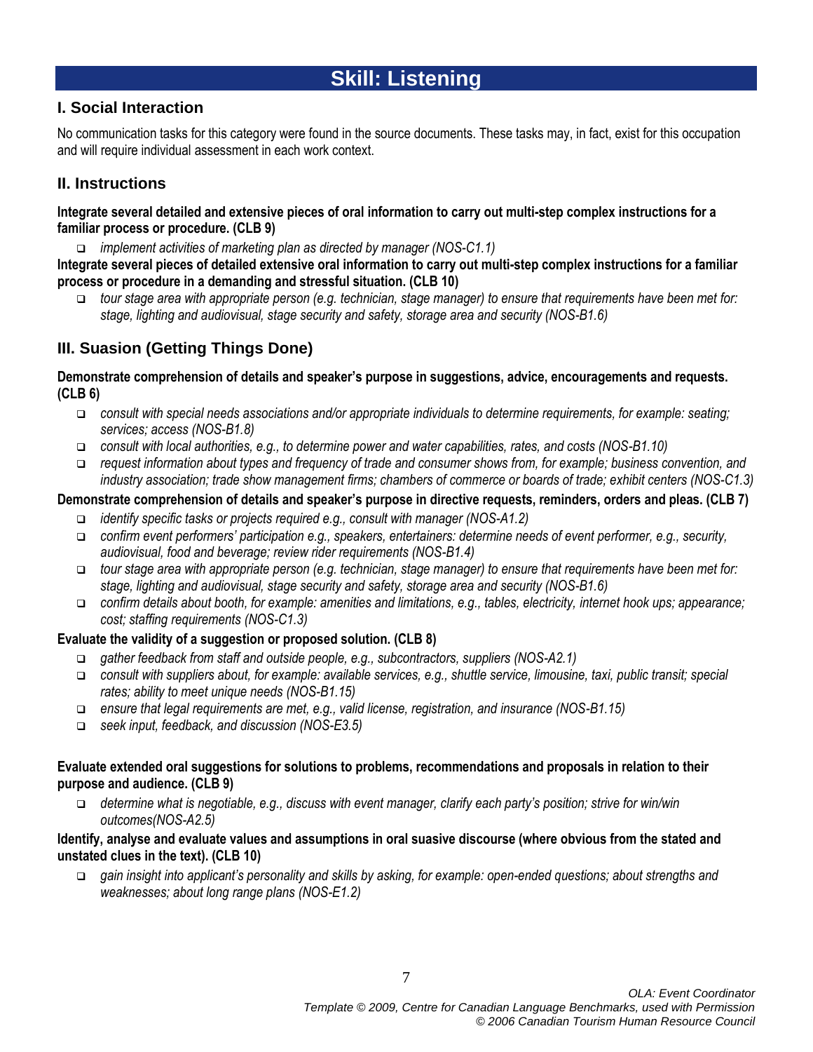# Skill: Listening

## I. Social Interaction

No communication tasks for this category were found in the source documents. These tasks may, in fact, exist for this occupation and will require individual assessment in each work context.

## II. Instructions

**Integrate several detailed and extensive pieces of oral information to carry out multi-step complex instructions for a familiar process or procedure. (CLB 9)**

- *implement activities of marketing plan as directed by manager (NOS-C1.1)*

**Integrate several pieces of detailed extensive oral information to carry out multi-step complex instructions for a familiar process or procedure in a demanding and stressful situation. (CLB 10)**

- *tour stage area with appropriate person (e.g. technician, stage manager) to ensure that requirements have been met for: stage, lighting and audiovisual, stage security and safety, storage area and security (NOS-B1.6)*

## III. Suasion (Getting Things Done)

**Demonstrate comprehension of details and speaker's purpose in suggestions, advice, encouragements and requests. (CLB 6)**

- *consult with special needs associations and/or appropriate individuals to determine requirements, for example: seating; services; access (NOS-B1.8)*
- *consult with local authorities, e.g., to determine power and water capabilities, rates, and costs (NOS-B1.10)*
- *request information about types and frequency of trade and consumer shows from, for example; business convention, and industry association; trade show management firms; chambers of commerce or boards of trade; exhibit centers (NOS-C1.3)*

**Demonstrate comprehension of details and speaker's purpose in directive requests, reminders, orders and pleas. (CLB 7)**

- *identify specific tasks or projects required e.g., consult with manager (NOS-A1.2)*
- *confirm event performers' participation e.g., speakers, entertainers: determine needs of event performer, e.g., security, audiovisual, food and beverage; review rider requirements (NOS-B1.4)*
- *tour stage area with appropriate person (e.g. technician, stage manager) to ensure that requirements have been met for: stage, lighting and audiovisual, stage security and safety, storage area and security (NOS-B1.6)*
- *confirm details about booth, for example: amenities and limitations, e.g., tables, electricity, internet hook ups; appearance; cost; staffing requirements (NOS-C1.3)*

**Evaluate the validity of a suggestion or proposed solution. (CLB 8)**

- *gather feedback from staff and outside people, e.g., subcontractors, suppliers (NOS-A2.1)*
- *consult with suppliers about, for example: available services, e.g., shuttle service, limousine, taxi, public transit; special rates; ability to meet unique needs (NOS-B1.15)*
- *ensure that legal requirements are met, e.g., valid license, registration, and insurance (NOS-B1.15)*
- *seek input, feedback, and discussion (NOS-E3.5)*

**Evaluate extended oral suggestions for solutions to problems, recommendations and proposals in relation to their purpose and audience. (CLB 9)**

- *determine what is negotiable, e.g., discuss with event manager, clarify each party's position; strive for win/win outcomes(NOS-A2.5)*

**Identify, analyse and evaluate values and assumptions in oral suasive discourse (where obvious from the stated and unstated clues in the text). (CLB 10)**

- *gain insight into applicant's personality and skills by asking, for example: open-ended questions; about strengths and weaknesses; about long range plans (NOS-E1.2)*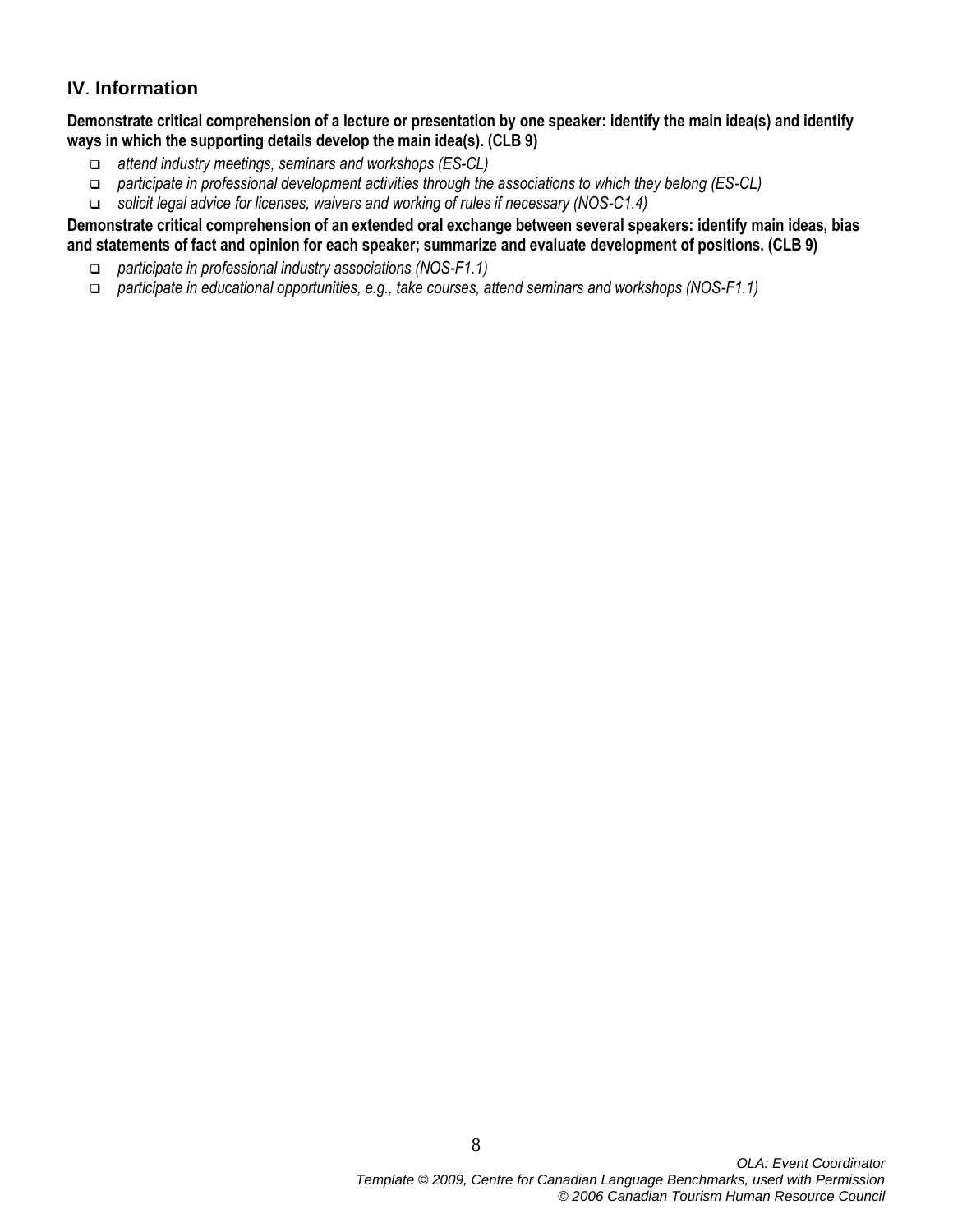## IV. Information

**Demonstrate critical comprehension of a lecture or presentation by one speaker: identify the main idea(s) and identify ways in which the supporting details develop the main idea(s). (CLB 9)**

- *attend industry meetings, seminars and workshops (ES-CL)*
- *participate in professional development activities through the associations to which they belong (ES-CL)*
- *solicit legal advice for licenses, waivers and working of rules if necessary (NOS-C1.4)*

**Demonstrate critical comprehension of an extended oral exchange between several speakers: identify main ideas, bias and statements of fact and opinion for each speaker; summarize and evaluate development of positions. (CLB 9)**

- *participate in professional industry associations (NOS-F1.1)*
- *participate in educational opportunities, e.g., take courses, attend seminars and workshops (NOS-F1.1)*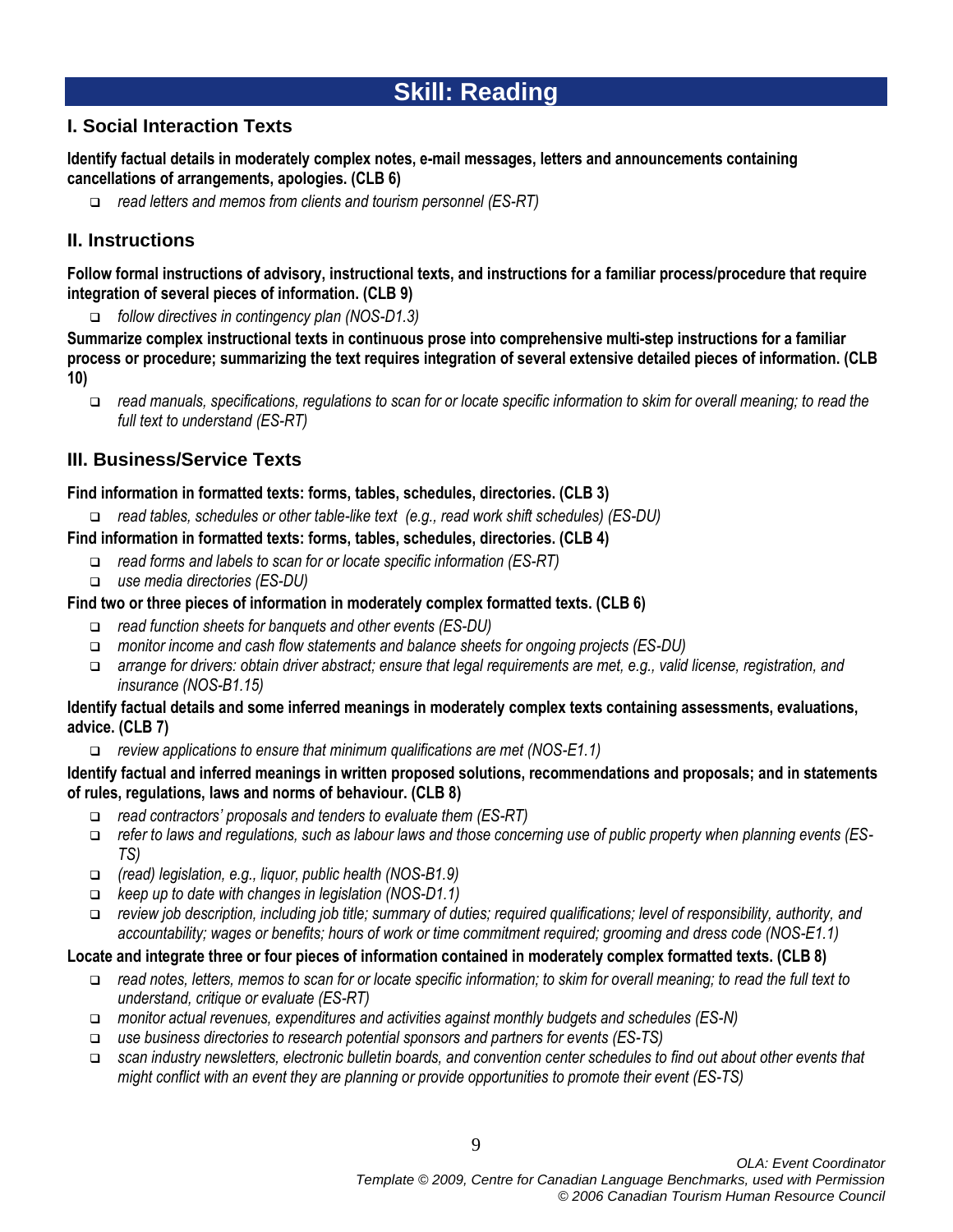# Skill: Reading

## I. Social Interaction Texts

**Identify factual details in moderately complex notes, e-mail messages, letters and announcements containing cancellations of arrangements, apologies. (CLB 6)**

- *read letters and memos from clients and tourism personnel (ES-RT)*

## II. Instructions

**Follow formal instructions of advisory, instructional texts, and instructions for a familiar process/procedure that require integration of several pieces of information. (CLB 9)**

- *follow directives in contingency plan (NOS-D1.3)*

**Summarize complex instructional texts in continuous prose into comprehensive multi-step instructions for a familiar process or procedure; summarizing the text requires integration of several extensive detailed pieces of information. (CLB 10)**

- *read manuals, specifications, regulations to scan for or locate specific information to skim for overall meaning; to read the full text to understand (ES-RT)*

## III. Business/Service Texts

**Find information in formatted texts: forms, tables, schedules, directories. (CLB 3)**

- *read tables, schedules or other table-like text (e.g., read work shift schedules) (ES-DU)*

**Find information in formatted texts: forms, tables, schedules, directories. (CLB 4)**

- *read forms and labels to scan for or locate specific information (ES-RT)*
- *use media directories (ES-DU)*

**Find two or three pieces of information in moderately complex formatted texts. (CLB 6)**

- *read function sheets for banquets and other events (ES-DU)*
- *monitor income and cash flow statements and balance sheets for ongoing projects (ES-DU)*
- *arrange for drivers: obtain driver abstract; ensure that legal requirements are met, e.g., valid license, registration, and insurance (NOS-B1.15)*

**Identify factual details and some inferred meanings in moderately complex texts containing assessments, evaluations, advice. (CLB 7)**

- *review applications to ensure that minimum qualifications are met (NOS-E1.1)*

**Identify factual and inferred meanings in written proposed solutions, recommendations and proposals; and in statements of rules, regulations, laws and norms of behaviour. (CLB 8)**

- *read contractors' proposals and tenders to evaluate them (ES-RT)*
- *refer to laws and regulations, such as labour laws and those concerning use of public property when planning events (ES-TS)*
- *(read) legislation, e.g., liquor, public health (NOS-B1.9)*
- *keep up to date with changes in legislation (NOS-D1.1)*
- *review job description, including job title; summary of duties; required qualifications; level of responsibility, authority, and accountability; wages or benefits; hours of work or time commitment required; grooming and dress code (NOS-E1.1)*

**Locate and integrate three or four pieces of information contained in moderately complex formatted texts. (CLB 8)**

- *read notes, letters, memos to scan for or locate specific information; to skim for overall meaning; to read the full text to understand, critique or evaluate (ES-RT)*
- *monitor actual revenues, expenditures and activities against monthly budgets and schedules (ES-N)*
- *use business directories to research potential sponsors and partners for events (ES-TS)*
- *scan industry newsletters, electronic bulletin boards, and convention center schedules to find out about other events that might conflict with an event they are planning or provide opportunities to promote their event (ES-TS)*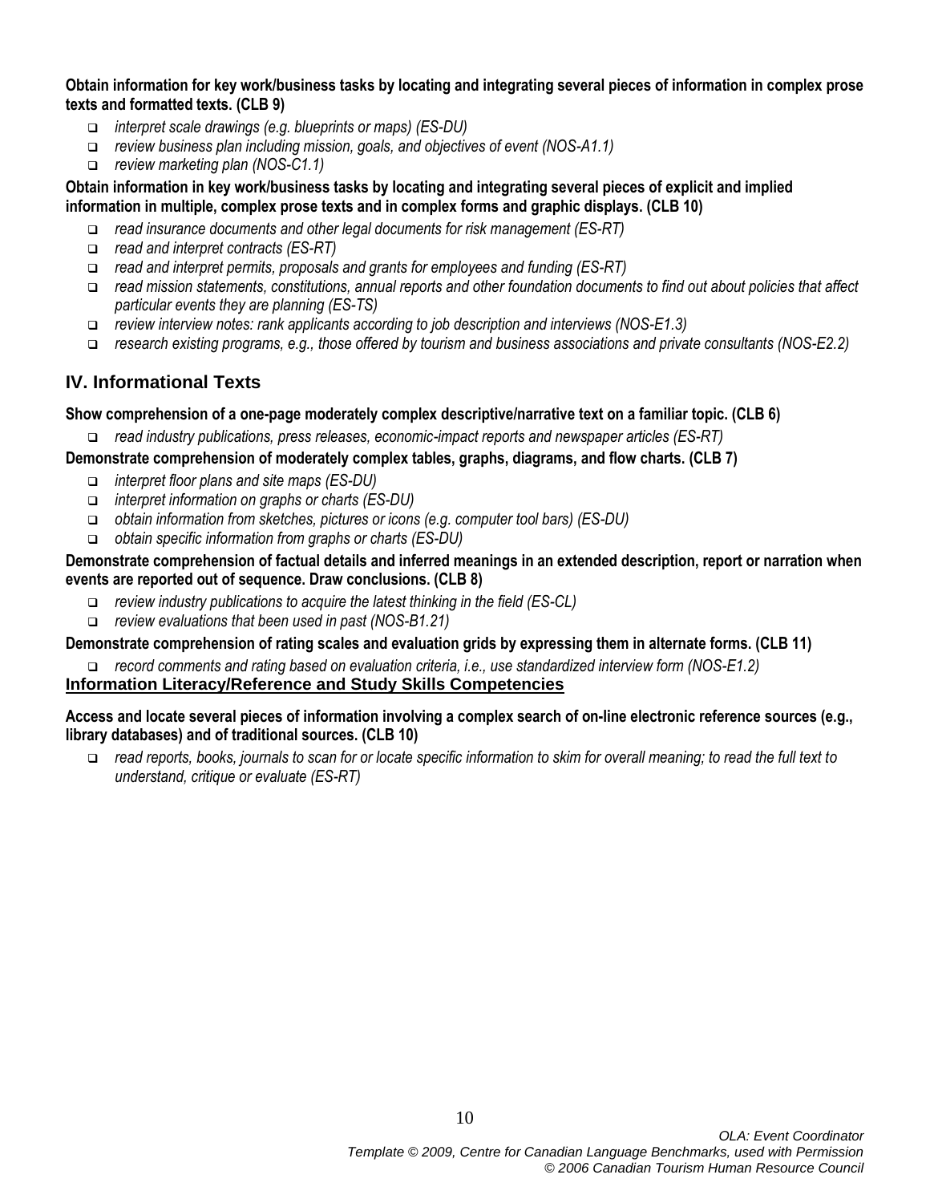**Obtain information for key work/business tasks by locating and integrating several pieces of information in complex prose texts and formatted texts. (CLB 9)**

- *interpret scale drawings (e.g. blueprints or maps) (ES-DU)*
- *review business plan including mission, goals, and objectives of event (NOS-A1.1)*
- *review marketing plan (NOS-C1.1)*

**Obtain information in key work/business tasks by locating and integrating several pieces of explicit and implied information in multiple, complex prose texts and in complex forms and graphic displays. (CLB 10)**

- *read insurance documents and other legal documents for risk management (ES-RT)*
- *read and interpret contracts (ES-RT)*
- *read and interpret permits, proposals and grants for employees and funding (ES-RT)*
- *read mission statements, constitutions, annual reports and other foundation documents to find out about policies that affect particular events they are planning (ES-TS)*
- *review interview notes: rank applicants according to job description and interviews (NOS-E1.3)*
- *research existing programs, e.g., those offered by tourism and business associations and private consultants (NOS-E2.2)*

## IV. Informational Texts

**Show comprehension of a one-page moderately complex descriptive/narrative text on a familiar topic. (CLB 6)**

- *read industry publications, press releases, economic-impact reports and newspaper articles (ES-RT)*

**Demonstrate comprehension of moderately complex tables, graphs, diagrams, and flow charts. (CLB 7)**

- *interpret floor plans and site maps (ES-DU)*
- *interpret information on graphs or charts (ES-DU)*
- *obtain information from sketches, pictures or icons (e.g. computer tool bars) (ES-DU)*
- *obtain specific information from graphs or charts (ES-DU)*

**Demonstrate comprehension of factual details and inferred meanings in an extended description, report or narration when events are reported out of sequence. Draw conclusions. (CLB 8)**

- *review industry publications to acquire the latest thinking in the field (ES-CL)*
- *review evaluations that been used in past (NOS-B1.21)*

**Demonstrate comprehension of rating scales and evaluation grids by expressing them in alternate forms. (CLB 11)**

- *record comments and rating based on evaluation criteria, i.e., use standardized interview form (NOS-E1.2)*

### Information Literacy/Reference and Study Skills Competencies

**Access and locate several pieces of information involving a complex search of on-line electronic reference sources (e.g., library databases) and of traditional sources. (CLB 10)**

- *read reports, books, journals to scan for or locate specific information to skim for overall meaning; to read the full text to understand, critique or evaluate (ES-RT)*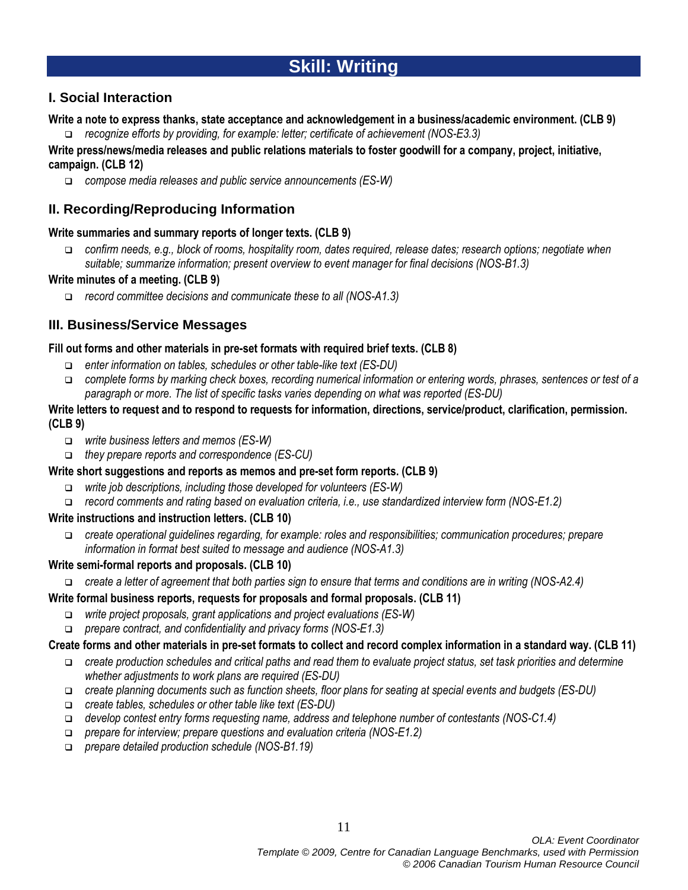# Skill: Writing

## I. Social Interaction

**Write a note to express thanks, state acceptance and acknowledgement in a business/academic environment. (CLB 9)**

- *recognize efforts by providing, for example: letter; certificate of achievement (NOS-E3.3)*

**Write press/news/media releases and public relations materials to foster goodwill for a company, project, initiative, campaign. (CLB 12)**

- *compose media releases and public service announcements (ES-W)*

## II. Recording/Reproducing Information

**Write summaries and summary reports of longer texts. (CLB 9)**

- *confirm needs, e.g., block of rooms, hospitality room, dates required, release dates; research options; negotiate when suitable; summarize information; present overview to event manager for final decisions (NOS-B1.3)*

**Write minutes of a meeting. (CLB 9)**

- *record committee decisions and communicate these to all (NOS-A1.3)*

## III. Business/Service Messages

**Fill out forms and other materials in pre-set formats with required brief texts. (CLB 8)**

- *enter information on tables, schedules or other table-like text (ES-DU)*
- *complete forms by marking check boxes, recording numerical information or entering words, phrases, sentences or test of a paragraph or more. The list of specific tasks varies depending on what was reported (ES-DU)*

**Write letters to request and to respond to requests for information, directions, service/product, clarification, permission. (CLB 9)**

- *write business letters and memos (ES-W)*
- *they prepare reports and correspondence (ES-CU)*

**Write short suggestions and reports as memos and pre-set form reports. (CLB 9)**

- *write job descriptions, including those developed for volunteers (ES-W)*
- *record comments and rating based on evaluation criteria, i.e., use standardized interview form (NOS-E1.2)*

**Write instructions and instruction letters. (CLB 10)**

- *create operational guidelines regarding, for example: roles and responsibilities; communication procedures; prepare information in format best suited to message and audience (NOS-A1.3)*

**Write semi-formal reports and proposals. (CLB 10)**

- *create a letter of agreement that both parties sign to ensure that terms and conditions are in writing (NOS-A2.4)*

**Write formal business reports, requests for proposals and formal proposals. (CLB 11)**

- *write project proposals, grant applications and project evaluations (ES-W)*
- *prepare contract, and confidentiality and privacy forms (NOS-E1.3)*

**Create forms and other materials in pre-set formats to collect and record complex information in a standard way. (CLB 11)**

- *create production schedules and critical paths and read them to evaluate project status, set task priorities and determine whether adjustments to work plans are required (ES-DU)*
- *create planning documents such as function sheets, floor plans for seating at special events and budgets (ES-DU)*
- *create tables, schedules or other table like text (ES-DU)*
- *develop contest entry forms requesting name, address and telephone number of contestants (NOS-C1.4)*
- *prepare for interview; prepare questions and evaluation criteria (NOS-E1.2)*
- *prepare detailed production schedule (NOS-B1.19)*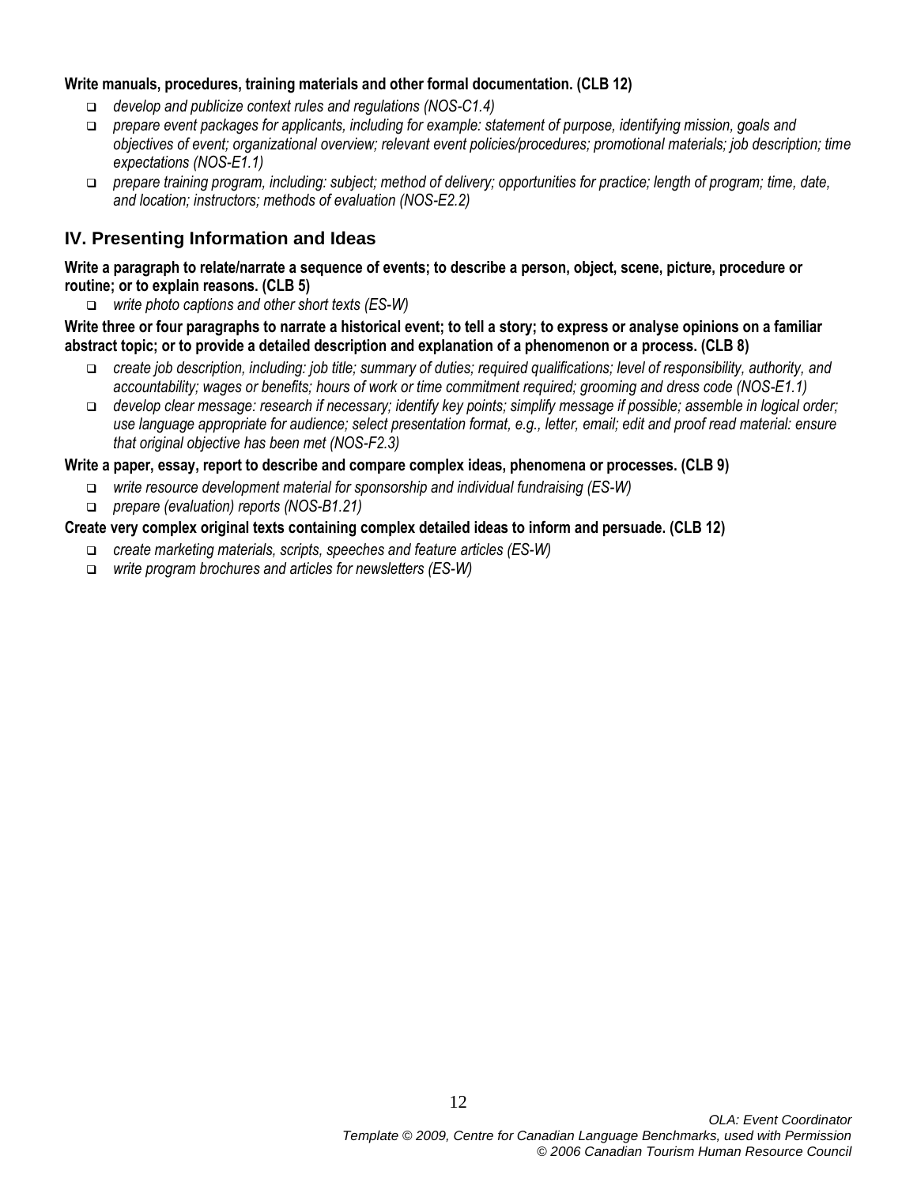**Write manuals, procedures, training materials and other formal documentation. (CLB 12)**

- *develop and publicize context rules and regulations (NOS-C1.4)*
- *prepare event packages for applicants, including for example: statement of purpose, identifying mission, goals and objectives of event; organizational overview; relevant event policies/procedures; promotional materials; job description; time expectations (NOS-E1.1)*
- *prepare training program, including: subject; method of delivery; opportunities for practice; length of program; time, date, and location; instructors; methods of evaluation (NOS-E2.2)*

## IV. Presenting Information and Ideas

**Write a paragraph to relate/narrate a sequence of events; to describe a person, object, scene, picture, procedure or routine; or to explain reasons. (CLB 5)**

- *write photo captions and other short texts (ES-W)*

**Write three or four paragraphs to narrate a historical event; to tell a story; to express or analyse opinions on a familiar abstract topic; or to provide a detailed description and explanation of a phenomenon or a process. (CLB 8)**

- *create job description, including: job title; summary of duties; required qualifications; level of responsibility, authority, and accountability; wages or benefits; hours of work or time commitment required; grooming and dress code (NOS-E1.1)*
- *develop clear message: research if necessary; identify key points; simplify message if possible; assemble in logical order; use language appropriate for audience; select presentation format, e.g., letter, email; edit and proof read material: ensure that original objective has been met (NOS-F2.3)*

**Write a paper, essay, report to describe and compare complex ideas, phenomena or processes. (CLB 9)**

- *write resource development material for sponsorship and individual fundraising (ES-W)*
- *prepare (evaluation) reports (NOS-B1.21)*

**Create very complex original texts containing complex detailed ideas to inform and persuade. (CLB 12)**

- *create marketing materials, scripts, speeches and feature articles (ES-W)*
- *write program brochures and articles for newsletters (ES-W)*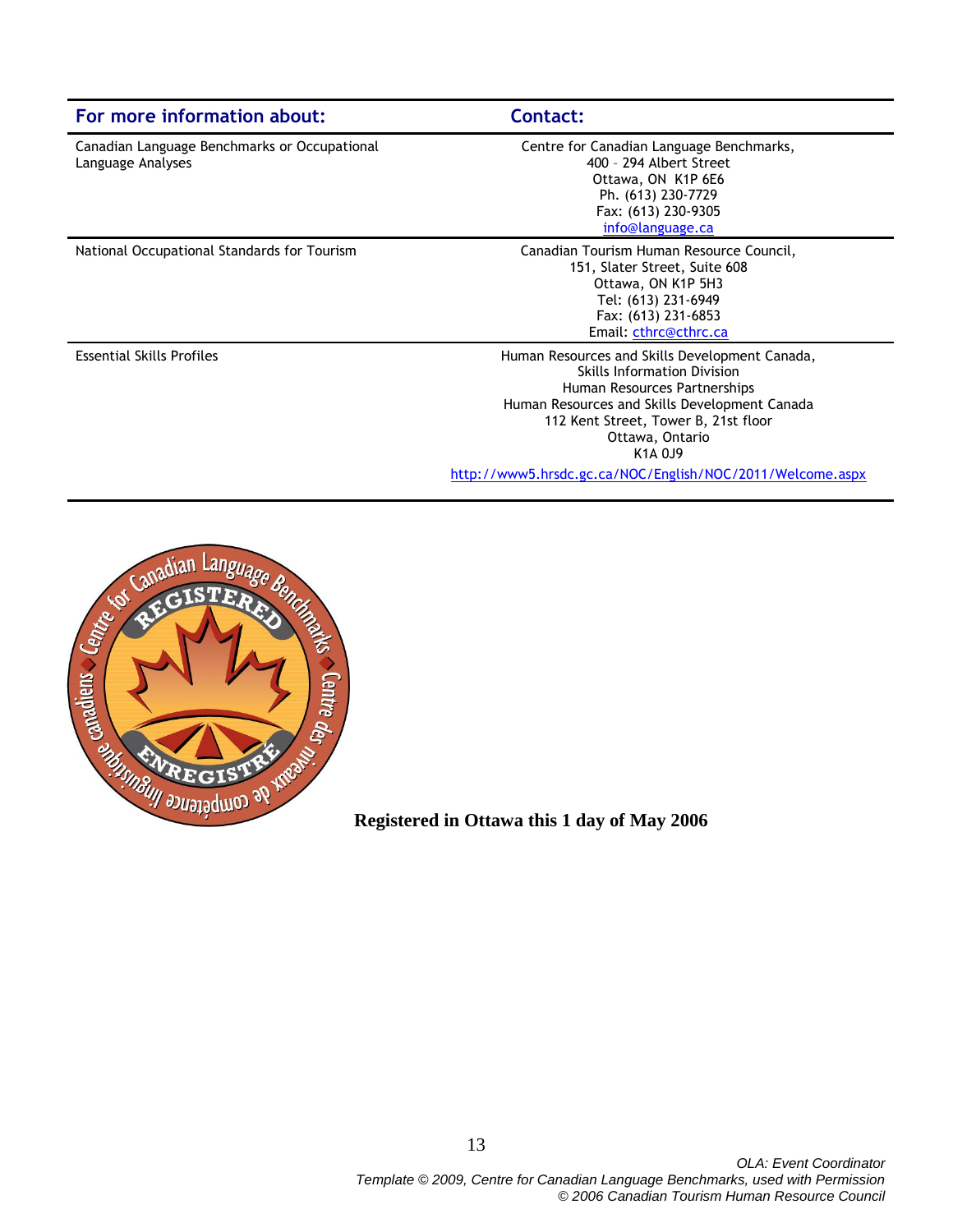| For more information about: | Contact: |
| --- | --- |
| Canadian Language Benchmarks or Occupational Language Analyses | Centre for Canadian Language Benchmarks, 400 – 294 Albert Street Ottawa, ON K1P 6E6 Ph. (613) 230-7729 Fax: (613) 230-9305 info@language.ca |
| National Occupational Standards for Tourism | Canadian Tourism Human Resource Council, 151, Slater Street, Suite 608 Ottawa, ON K1P 5H3 Tel: (613) 231-6949 Fax: (613) 231-6853 Email: cthrc@cthrc.ca |
| Essential Skills Profiles | Human Resources and Skills Development Canada, Skills Information Division Human Resources Partnerships Human Resources and Skills Development Canada 112 Kent Street, Tower B, 21st floor Ottawa, Ontario K1A 0J9 http://www5.hrsdc.gc.ca/NOC/English/NOC/2011/Welcome.aspx |

**Registered in Ottawa this 1 day of May 2006**

*OLA: Event Coordinator*
*Template © 2009, Centre for Canadian Language Benchmarks, used with Permission*
*© 2006 Canadian Tourism Human Resource Council*